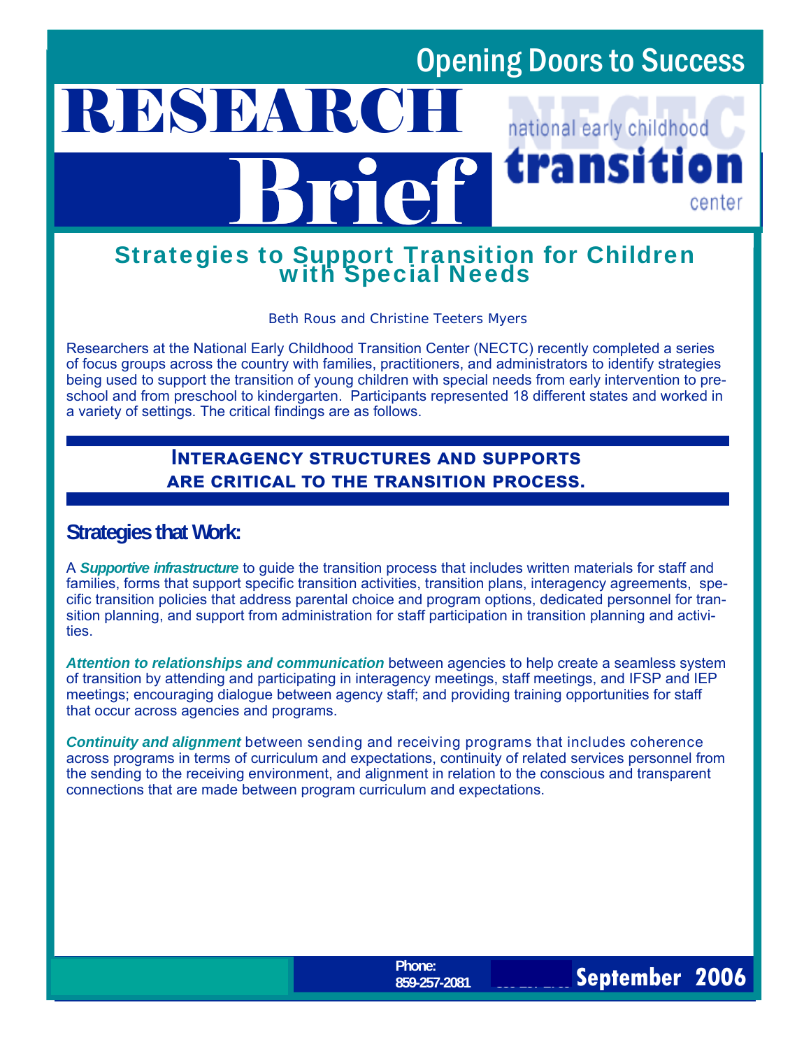Opening Doors to Success

# RESEARCH Brief

national early childhood **transition** center

## Strategies to Support Transition for Children with Special Needs

Beth Rous and Christine Teeters Myers

Researchers at the National Early Childhood Transition Center (NECTC) recently completed a series of focus groups across the country with families, practitioners, and administrators to identify strategies being used to support the transition of young children with special needs from early intervention to preschool and from preschool to kindergarten. Participants represented 18 different states and worked in a variety of settings. The critical findings are as follows.

### Interagency structures and supports are critical to the transition process.

### Strategies that Work:

A ***Supportive infrastructure*** to guide the transition process that includes written materials for staff and families, forms that support specific transition activities, transition plans, interagency agreements, specific transition policies that address parental choice and program options, dedicated personnel for transition planning, and support from administration for staff participation in transition planning and activities.

***Attention to relationships and communication*** between agencies to help create a seamless system of transition by attending and participating in interagency meetings, staff meetings, and IFSP and IEP meetings; encouraging dialogue between agency staff; and providing training opportunities for staff that occur across agencies and programs.

***Continuity and alignment*** between sending and receiving programs that includes coherence across programs in terms of curriculum and expectations, continuity of related services personnel from the sending to the receiving environment, and alignment in relation to the conscious and transparent connections that are made between program curriculum and expectations.

**Phone:**
**859-257-2081**

**September 2006**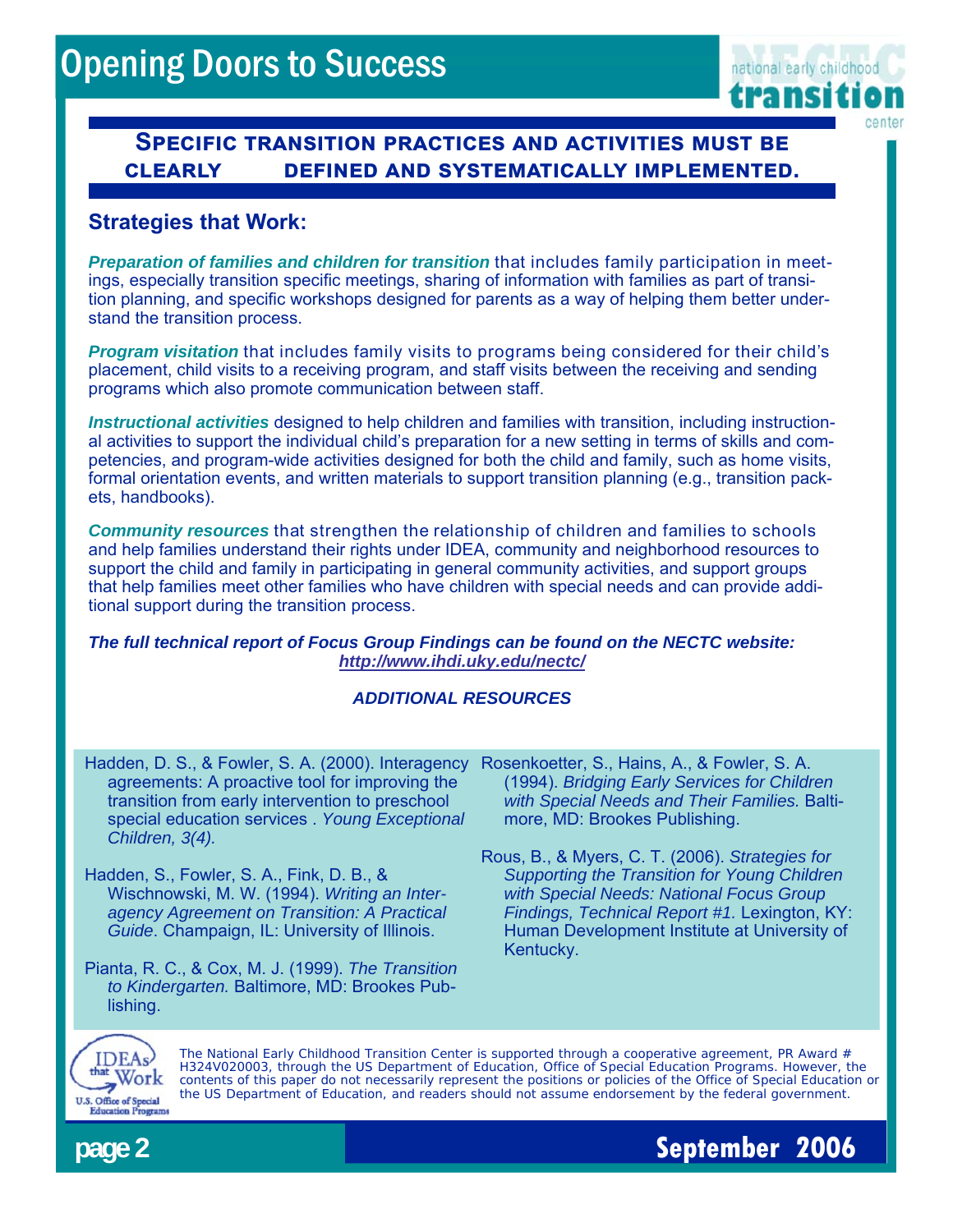# Opening Doors to Success

## Specific transition practices and activities must be clearly defined and systematically implemented.

### Strategies that Work:

***Preparation of families and children for transition*** that includes family participation in meetings, especially transition specific meetings, sharing of information with families as part of transition planning, and specific workshops designed for parents as a way of helping them better understand the transition process.

***Program visitation*** that includes family visits to programs being considered for their child's placement, child visits to a receiving program, and staff visits between the receiving and sending programs which also promote communication between staff.

***Instructional activities*** designed to help children and families with transition, including instructional activities to support the individual child's preparation for a new setting in terms of skills and competencies, and program-wide activities designed for both the child and family, such as home visits, formal orientation events, and written materials to support transition planning (e.g., transition packets, handbooks).

***Community resources*** that strengthen the relationship of children and families to schools and help families understand their rights under IDEA, community and neighborhood resources to support the child and family in participating in general community activities, and support groups that help families meet other families who have children with special needs and can provide additional support during the transition process.

***The full technical report of Focus Group Findings can be found on the NECTC website: http://www.ihdi.uky.edu/nectc/***

***ADDITIONAL RESOURCES***

Hadden, D. S., & Fowler, S. A. (2000). Interagency agreements: A proactive tool for improving the transition from early intervention to preschool special education services . *Young Exceptional Children, 3(4).*

Hadden, S., Fowler, S. A., Fink, D. B., & Wischnowski, M. W. (1994). *Writing an Interagency Agreement on Transition: A Practical Guide*. Champaign, IL: University of Illinois.

Pianta, R. C., & Cox, M. J. (1999). *The Transition to Kindergarten.* Baltimore, MD: Brookes Publishing.

Rosenkoetter, S., Hains, A., & Fowler, S. A. (1994). *Bridging Early Services for Children with Special Needs and Their Families.* Baltimore, MD: Brookes Publishing.

Rous, B., & Myers, C. T. (2006). *Strategies for Supporting the Transition for Young Children with Special Needs: National Focus Group Findings, Technical Report #1.* Lexington, KY: Human Development Institute at University of Kentucky.

The National Early Childhood Transition Center is supported through a cooperative agreement, PR Award # H324V020003, through the US Department of Education, Office of Special Education Programs. However, the contents of this paper do not necessarily represent the positions or policies of the Office of Special Education or the US Department of Education, and readers should not assume endorsement by the federal government.

September 2006